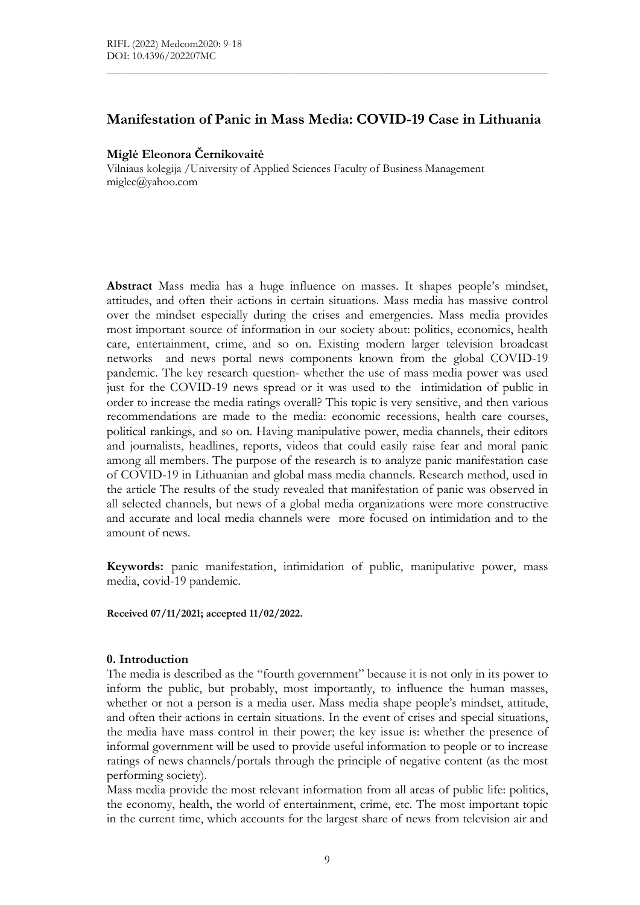# Manifestation of Panic in Mass Media: COVID-19 Case in Lithuania

**Miglė Eleonora Černikovaitė**

Vilniaus kolegija /University of Applied Sciences Faculty of Business Management
miglec@yahoo.com

**Abstract** Mass media has a huge influence on masses. It shapes people's mindset, attitudes, and often their actions in certain situations. Mass media has massive control over the mindset especially during the crises and emergencies. Mass media provides most important source of information in our society about: politics, economics, health care, entertainment, crime, and so on. Existing modern larger television broadcast networks and news portal news components known from the global COVID-19 pandemic. The key research question- whether the use of mass media power was used just for the COVID-19 news spread or it was used to the intimidation of public in order to increase the media ratings overall? This topic is very sensitive, and then various recommendations are made to the media: economic recessions, health care courses, political rankings, and so on. Having manipulative power, media channels, their editors and journalists, headlines, reports, videos that could easily raise fear and moral panic among all members. The purpose of the research is to analyze panic manifestation case of COVID-19 in Lithuanian and global mass media channels. Research method, used in the article The results of the study revealed that manifestation of panic was observed in all selected channels, but news of a global media organizations were more constructive and accurate and local media channels were more focused on intimidation and to the amount of news.

**Keywords:** panic manifestation, intimidation of public, manipulative power, mass media, covid-19 pandemic.

**Received 07/11/2021; accepted 11/02/2022.**

## 0. Introduction

The media is described as the "fourth government" because it is not only in its power to inform the public, but probably, most importantly, to influence the human masses, whether or not a person is a media user. Mass media shape people's mindset, attitude, and often their actions in certain situations. In the event of crises and special situations, the media have mass control in their power; the key issue is: whether the presence of informal government will be used to provide useful information to people or to increase ratings of news channels/portals through the principle of negative content (as the most performing society).

Mass media provide the most relevant information from all areas of public life: politics, the economy, health, the world of entertainment, crime, etc. The most important topic in the current time, which accounts for the largest share of news from television air and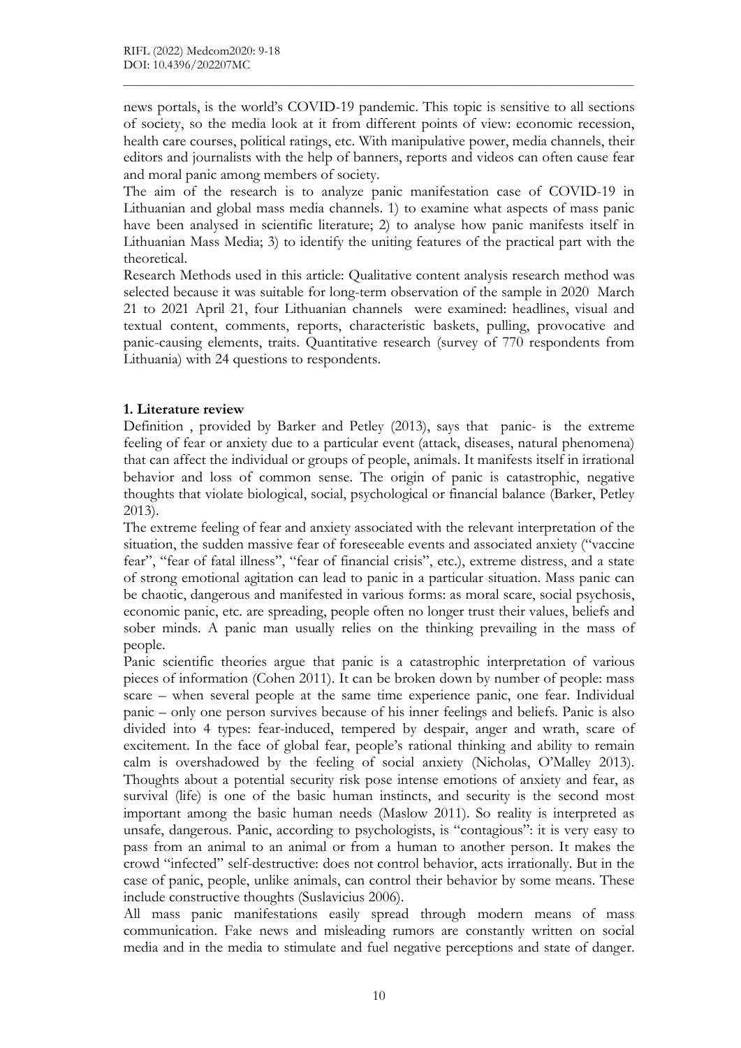news portals, is the world's COVID-19 pandemic. This topic is sensitive to all sections of society, so the media look at it from different points of view: economic recession, health care courses, political ratings, etc. With manipulative power, media channels, their editors and journalists with the help of banners, reports and videos can often cause fear and moral panic among members of society.

The aim of the research is to analyze panic manifestation case of COVID-19 in Lithuanian and global mass media channels. 1) to examine what aspects of mass panic have been analysed in scientific literature; 2) to analyse how panic manifests itself in Lithuanian Mass Media; 3) to identify the uniting features of the practical part with the theoretical.

Research Methods used in this article: Qualitative content analysis research method was selected because it was suitable for long-term observation of the sample in 2020 March 21 to 2021 April 21, four Lithuanian channels were examined: headlines, visual and textual content, comments, reports, characteristic baskets, pulling, provocative and panic-causing elements, traits. Quantitative research (survey of 770 respondents from Lithuania) with 24 questions to respondents.

## 1. Literature review

Definition , provided by Barker and Petley (2013), says that panic- is the extreme feeling of fear or anxiety due to a particular event (attack, diseases, natural phenomena) that can affect the individual or groups of people, animals. It manifests itself in irrational behavior and loss of common sense. The origin of panic is catastrophic, negative thoughts that violate biological, social, psychological or financial balance (Barker, Petley 2013).

The extreme feeling of fear and anxiety associated with the relevant interpretation of the situation, the sudden massive fear of foreseeable events and associated anxiety ("vaccine fear", "fear of fatal illness", "fear of financial crisis", etc.), extreme distress, and a state of strong emotional agitation can lead to panic in a particular situation. Mass panic can be chaotic, dangerous and manifested in various forms: as moral scare, social psychosis, economic panic, etc. are spreading, people often no longer trust their values, beliefs and sober minds. A panic man usually relies on the thinking prevailing in the mass of people.

Panic scientific theories argue that panic is a catastrophic interpretation of various pieces of information (Cohen 2011). It can be broken down by number of people: mass scare – when several people at the same time experience panic, one fear. Individual panic – only one person survives because of his inner feelings and beliefs. Panic is also divided into 4 types: fear-induced, tempered by despair, anger and wrath, scare of excitement. In the face of global fear, people's rational thinking and ability to remain calm is overshadowed by the feeling of social anxiety (Nicholas, O'Malley 2013). Thoughts about a potential security risk pose intense emotions of anxiety and fear, as survival (life) is one of the basic human instincts, and security is the second most important among the basic human needs (Maslow 2011). So reality is interpreted as unsafe, dangerous. Panic, according to psychologists, is "contagious": it is very easy to pass from an animal to an animal or from a human to another person. It makes the crowd "infected" self-destructive: does not control behavior, acts irrationally. But in the case of panic, people, unlike animals, can control their behavior by some means. These include constructive thoughts (Suslavicius 2006).

All mass panic manifestations easily spread through modern means of mass communication. Fake news and misleading rumors are constantly written on social media and in the media to stimulate and fuel negative perceptions and state of danger.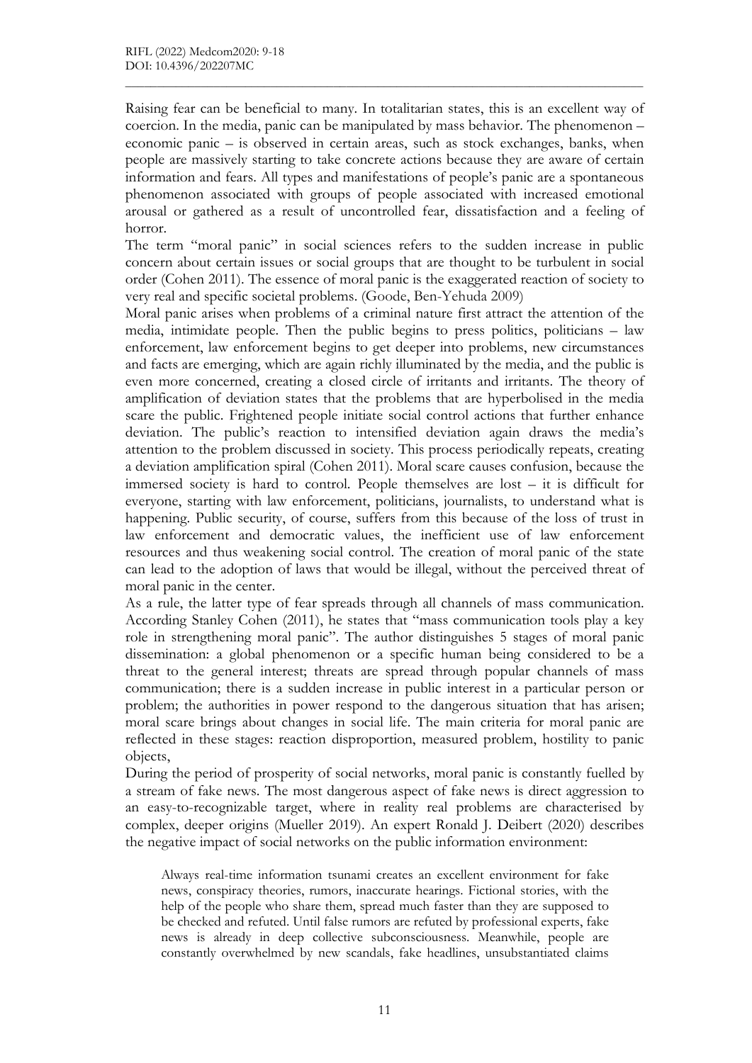Raising fear can be beneficial to many. In totalitarian states, this is an excellent way of coercion. In the media, panic can be manipulated by mass behavior. The phenomenon – economic panic – is observed in certain areas, such as stock exchanges, banks, when people are massively starting to take concrete actions because they are aware of certain information and fears. All types and manifestations of people's panic are a spontaneous phenomenon associated with groups of people associated with increased emotional arousal or gathered as a result of uncontrolled fear, dissatisfaction and a feeling of horror.

The term "moral panic" in social sciences refers to the sudden increase in public concern about certain issues or social groups that are thought to be turbulent in social order (Cohen 2011). The essence of moral panic is the exaggerated reaction of society to very real and specific societal problems. (Goode, Ben-Yehuda 2009)

Moral panic arises when problems of a criminal nature first attract the attention of the media, intimidate people. Then the public begins to press politics, politicians – law enforcement, law enforcement begins to get deeper into problems, new circumstances and facts are emerging, which are again richly illuminated by the media, and the public is even more concerned, creating a closed circle of irritants and irritants. The theory of amplification of deviation states that the problems that are hyperbolised in the media scare the public. Frightened people initiate social control actions that further enhance deviation. The public's reaction to intensified deviation again draws the media's attention to the problem discussed in society. This process periodically repeats, creating a deviation amplification spiral (Cohen 2011). Moral scare causes confusion, because the immersed society is hard to control. People themselves are lost – it is difficult for everyone, starting with law enforcement, politicians, journalists, to understand what is happening. Public security, of course, suffers from this because of the loss of trust in law enforcement and democratic values, the inefficient use of law enforcement resources and thus weakening social control. The creation of moral panic of the state can lead to the adoption of laws that would be illegal, without the perceived threat of moral panic in the center.

As a rule, the latter type of fear spreads through all channels of mass communication. According Stanley Cohen (2011), he states that "mass communication tools play a key role in strengthening moral panic". The author distinguishes 5 stages of moral panic dissemination: a global phenomenon or a specific human being considered to be a threat to the general interest; threats are spread through popular channels of mass communication; there is a sudden increase in public interest in a particular person or problem; the authorities in power respond to the dangerous situation that has arisen; moral scare brings about changes in social life. The main criteria for moral panic are reflected in these stages: reaction disproportion, measured problem, hostility to panic objects,

During the period of prosperity of social networks, moral panic is constantly fuelled by a stream of fake news. The most dangerous aspect of fake news is direct aggression to an easy-to-recognizable target, where in reality real problems are characterised by complex, deeper origins (Mueller 2019). An expert Ronald J. Deibert (2020) describes the negative impact of social networks on the public information environment:

> Always real-time information tsunami creates an excellent environment for fake news, conspiracy theories, rumors, inaccurate hearings. Fictional stories, with the help of the people who share them, spread much faster than they are supposed to be checked and refuted. Until false rumors are refuted by professional experts, fake news is already in deep collective subconsciousness. Meanwhile, people are constantly overwhelmed by new scandals, fake headlines, unsubstantiated claims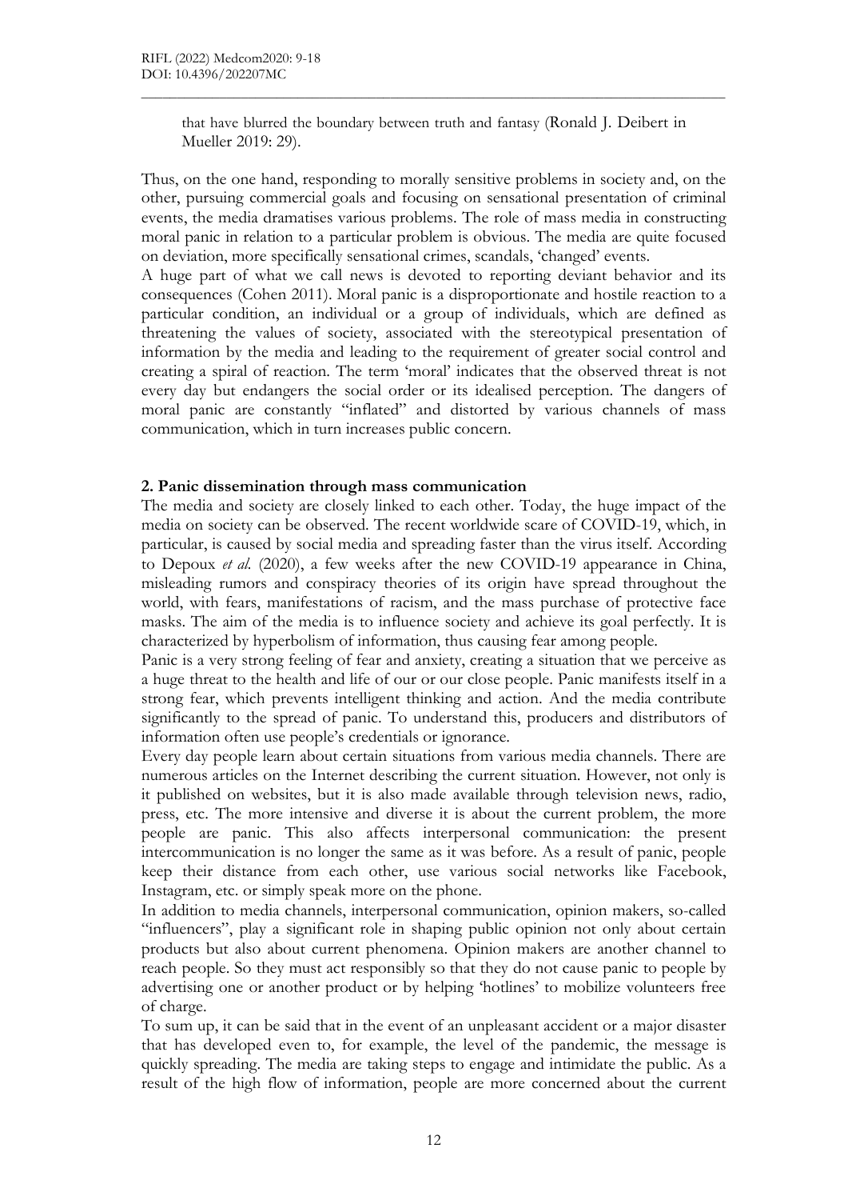> that have blurred the boundary between truth and fantasy (Ronald J. Deibert in Mueller 2019: 29).

Thus, on the one hand, responding to morally sensitive problems in society and, on the other, pursuing commercial goals and focusing on sensational presentation of criminal events, the media dramatises various problems. The role of mass media in constructing moral panic in relation to a particular problem is obvious. The media are quite focused on deviation, more specifically sensational crimes, scandals, 'changed' events.

A huge part of what we call news is devoted to reporting deviant behavior and its consequences (Cohen 2011). Moral panic is a disproportionate and hostile reaction to a particular condition, an individual or a group of individuals, which are defined as threatening the values of society, associated with the stereotypical presentation of information by the media and leading to the requirement of greater social control and creating a spiral of reaction. The term 'moral' indicates that the observed threat is not every day but endangers the social order or its idealised perception. The dangers of moral panic are constantly "inflated" and distorted by various channels of mass communication, which in turn increases public concern.

## 2. Panic dissemination through mass communication

The media and society are closely linked to each other. Today, the huge impact of the media on society can be observed. The recent worldwide scare of COVID-19, which, in particular, is caused by social media and spreading faster than the virus itself. According to Depoux *et al.* (2020), a few weeks after the new COVID-19 appearance in China, misleading rumors and conspiracy theories of its origin have spread throughout the world, with fears, manifestations of racism, and the mass purchase of protective face masks. The aim of the media is to influence society and achieve its goal perfectly. It is characterized by hyperbolism of information, thus causing fear among people.

Panic is a very strong feeling of fear and anxiety, creating a situation that we perceive as a huge threat to the health and life of our or our close people. Panic manifests itself in a strong fear, which prevents intelligent thinking and action. And the media contribute significantly to the spread of panic. To understand this, producers and distributors of information often use people's credentials or ignorance.

Every day people learn about certain situations from various media channels. There are numerous articles on the Internet describing the current situation. However, not only is it published on websites, but it is also made available through television news, radio, press, etc. The more intensive and diverse it is about the current problem, the more people are panic. This also affects interpersonal communication: the present intercommunication is no longer the same as it was before. As a result of panic, people keep their distance from each other, use various social networks like Facebook, Instagram, etc. or simply speak more on the phone.

In addition to media channels, interpersonal communication, opinion makers, so-called "influencers", play a significant role in shaping public opinion not only about certain products but also about current phenomena. Opinion makers are another channel to reach people. So they must act responsibly so that they do not cause panic to people by advertising one or another product or by helping 'hotlines' to mobilize volunteers free of charge.

To sum up, it can be said that in the event of an unpleasant accident or a major disaster that has developed even to, for example, the level of the pandemic, the message is quickly spreading. The media are taking steps to engage and intimidate the public. As a result of the high flow of information, people are more concerned about the current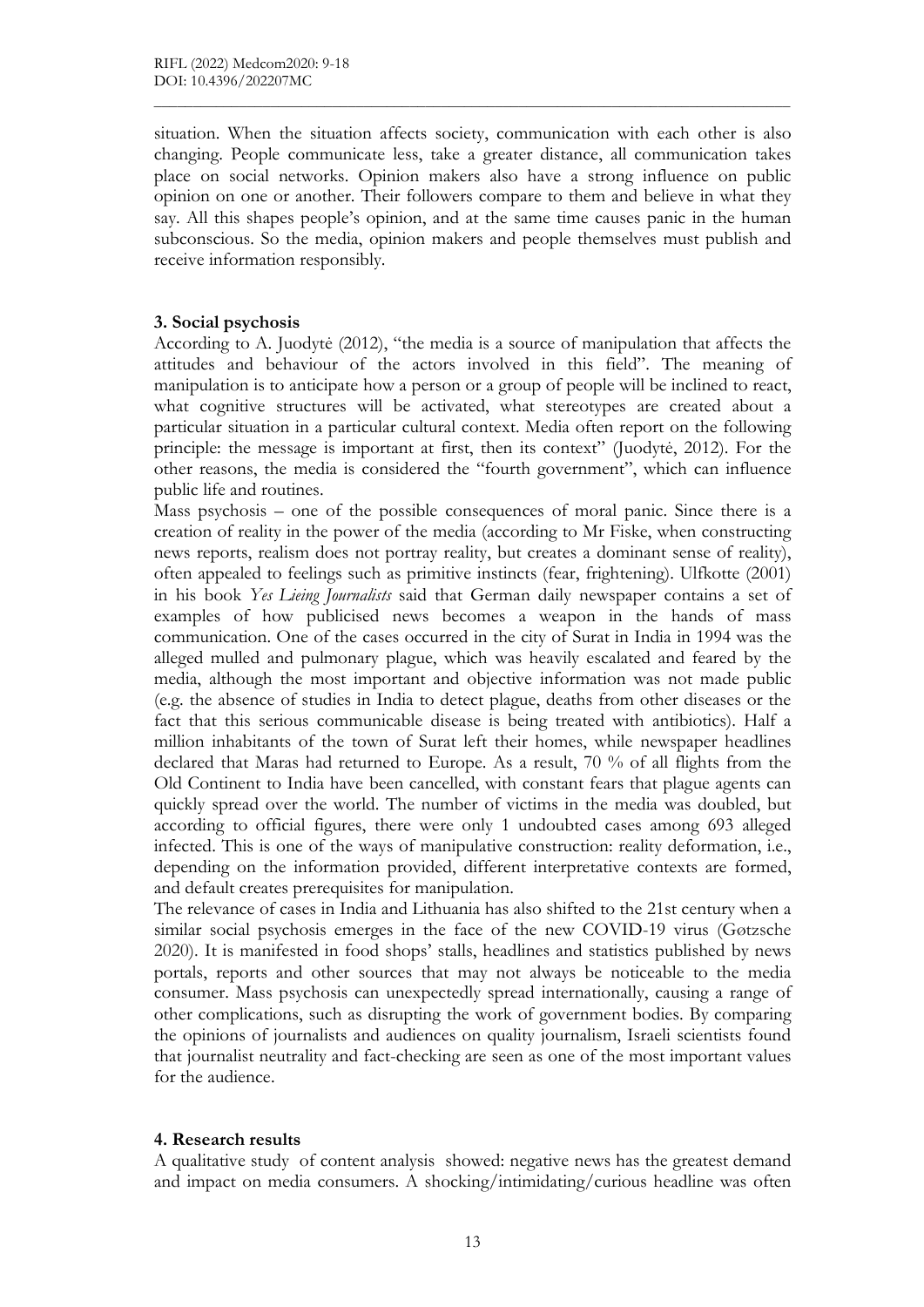situation. When the situation affects society, communication with each other is also changing. People communicate less, take a greater distance, all communication takes place on social networks. Opinion makers also have a strong influence on public opinion on one or another. Their followers compare to them and believe in what they say. All this shapes people's opinion, and at the same time causes panic in the human subconscious. So the media, opinion makers and people themselves must publish and receive information responsibly.

## 3. Social psychosis

According to A. Juodytė (2012), "the media is a source of manipulation that affects the attitudes and behaviour of the actors involved in this field". The meaning of manipulation is to anticipate how a person or a group of people will be inclined to react, what cognitive structures will be activated, what stereotypes are created about a particular situation in a particular cultural context. Media often report on the following principle: the message is important at first, then its context" (Juodytė, 2012). For the other reasons, the media is considered the "fourth government", which can influence public life and routines.

Mass psychosis – one of the possible consequences of moral panic. Since there is a creation of reality in the power of the media (according to Mr Fiske, when constructing news reports, realism does not portray reality, but creates a dominant sense of reality), often appealed to feelings such as primitive instincts (fear, frightening). Ulfkotte (2001) in his book *Yes Lieing Journalists* said that German daily newspaper contains a set of examples of how publicised news becomes a weapon in the hands of mass communication. One of the cases occurred in the city of Surat in India in 1994 was the alleged mulled and pulmonary plague, which was heavily escalated and feared by the media, although the most important and objective information was not made public (e.g. the absence of studies in India to detect plague, deaths from other diseases or the fact that this serious communicable disease is being treated with antibiotics). Half a million inhabitants of the town of Surat left their homes, while newspaper headlines declared that Maras had returned to Europe. As a result, 70 % of all flights from the Old Continent to India have been cancelled, with constant fears that plague agents can quickly spread over the world. The number of victims in the media was doubled, but according to official figures, there were only 1 undoubted cases among 693 alleged infected. This is one of the ways of manipulative construction: reality deformation, i.e., depending on the information provided, different interpretative contexts are formed, and default creates prerequisites for manipulation.

The relevance of cases in India and Lithuania has also shifted to the 21st century when a similar social psychosis emerges in the face of the new COVID-19 virus (Gøtzsche 2020). It is manifested in food shops' stalls, headlines and statistics published by news portals, reports and other sources that may not always be noticeable to the media consumer. Mass psychosis can unexpectedly spread internationally, causing a range of other complications, such as disrupting the work of government bodies. By comparing the opinions of journalists and audiences on quality journalism, Israeli scientists found that journalist neutrality and fact-checking are seen as one of the most important values for the audience.

## 4. Research results

A qualitative study of content analysis showed: negative news has the greatest demand and impact on media consumers. A shocking/intimidating/curious headline was often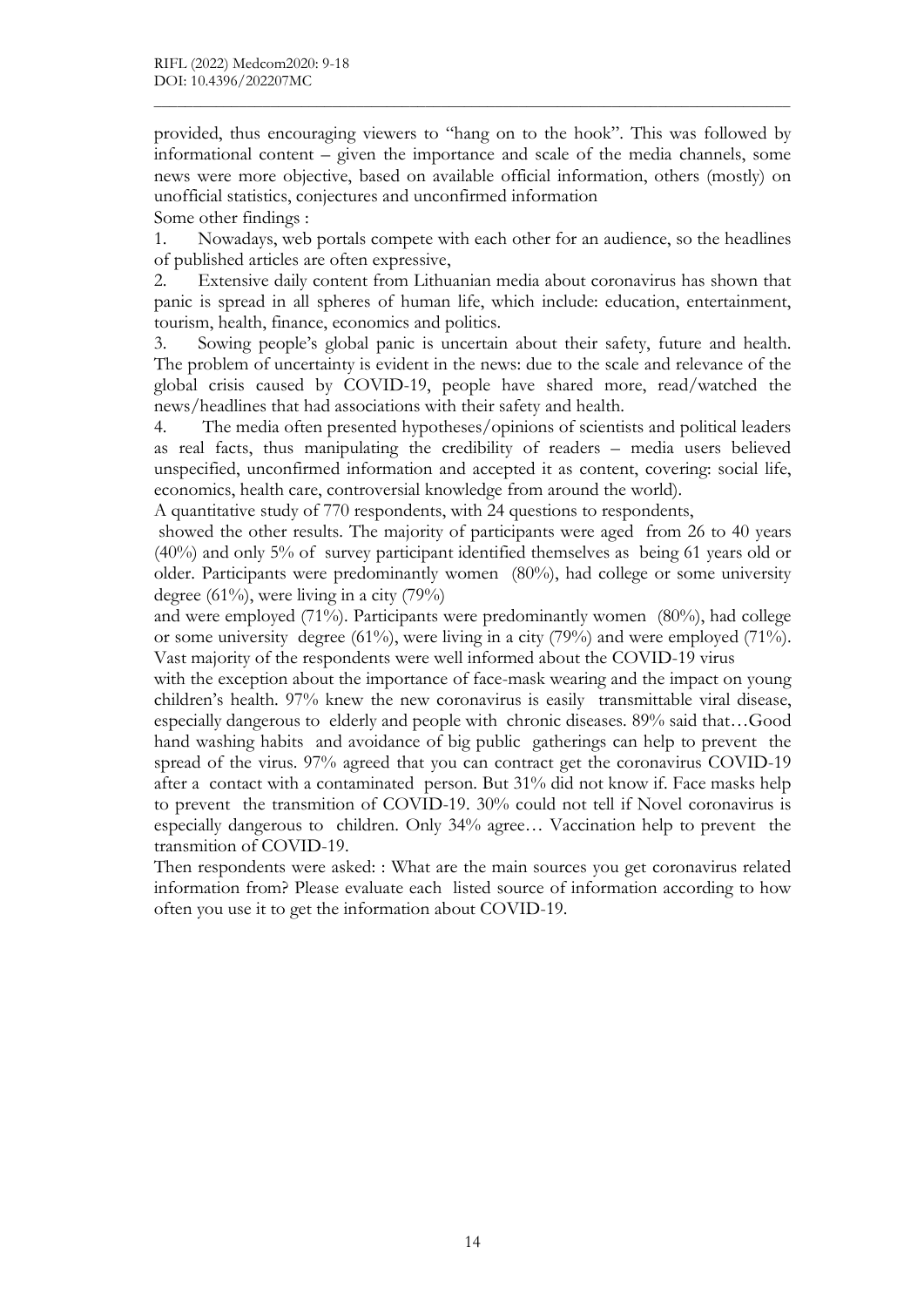provided, thus encouraging viewers to "hang on to the hook". This was followed by informational content – given the importance and scale of the media channels, some news were more objective, based on available official information, others (mostly) on unofficial statistics, conjectures and unconfirmed information

Some other findings :

1. Nowadays, web portals compete with each other for an audience, so the headlines of published articles are often expressive,
2. Extensive daily content from Lithuanian media about coronavirus has shown that panic is spread in all spheres of human life, which include: education, entertainment, tourism, health, finance, economics and politics.
3. Sowing people's global panic is uncertain about their safety, future and health. The problem of uncertainty is evident in the news: due to the scale and relevance of the global crisis caused by COVID-19, people have shared more, read/watched the news/headlines that had associations with their safety and health.
4. The media often presented hypotheses/opinions of scientists and political leaders as real facts, thus manipulating the credibility of readers – media users believed unspecified, unconfirmed information and accepted it as content, covering: social life, economics, health care, controversial knowledge from around the world).

A quantitative study of 770 respondents, with 24 questions to respondents,

showed the other results. The majority of participants were aged from 26 to 40 years (40%) and only 5% of survey participant identified themselves as being 61 years old or older. Participants were predominantly women (80%), had college or some university degree (61%), were living in a city (79%)

and were employed (71%). Participants were predominantly women (80%), had college or some university degree (61%), were living in a city (79%) and were employed (71%). Vast majority of the respondents were well informed about the COVID-19 virus

with the exception about the importance of face-mask wearing and the impact on young children's health. 97% knew the new coronavirus is easily transmittable viral disease, especially dangerous to elderly and people with chronic diseases. 89% said that…Good hand washing habits and avoidance of big public gatherings can help to prevent the spread of the virus. 97% agreed that you can contract get the coronavirus COVID-19 after a contact with a contaminated person. But 31% did not know if. Face masks help to prevent the transmition of COVID-19. 30% could not tell if Novel coronavirus is especially dangerous to children. Only 34% agree… Vaccination help to prevent the transmition of COVID-19.

Then respondents were asked: : What are the main sources you get coronavirus related information from? Please evaluate each listed source of information according to how often you use it to get the information about COVID-19.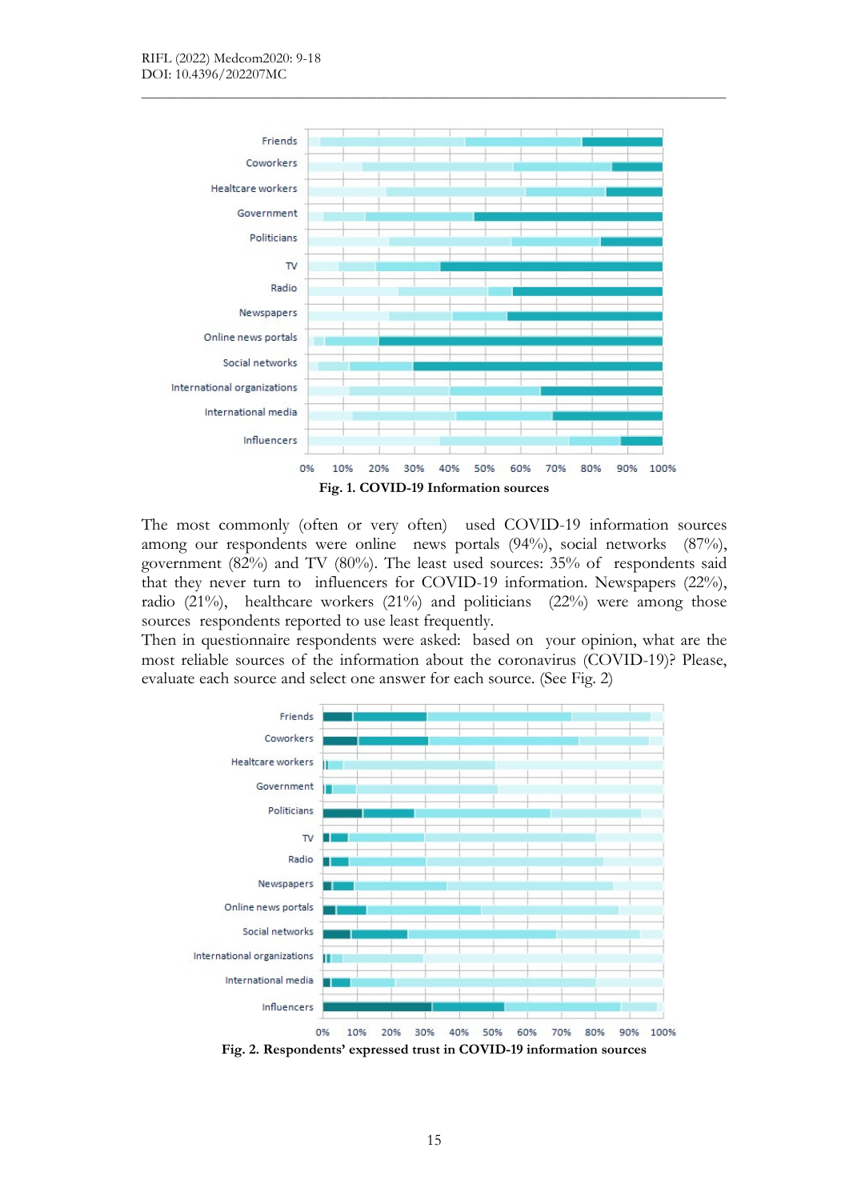**Fig. 1. COVID-19 Information sources**

The most commonly (often or very often) used COVID-19 information sources among our respondents were online news portals (94%), social networks (87%), government (82%) and TV (80%). The least used sources: 35% of respondents said that they never turn to influencers for COVID-19 information. Newspapers (22%), radio (21%), healthcare workers (21%) and politicians (22%) were among those sources respondents reported to use least frequently.

Then in questionnaire respondents were asked: based on your opinion, what are the most reliable sources of the information about the coronavirus (COVID-19)? Please, evaluate each source and select one answer for each source. (See Fig. 2)

**Fig. 2. Respondents' expressed trust in COVID-19 information sources**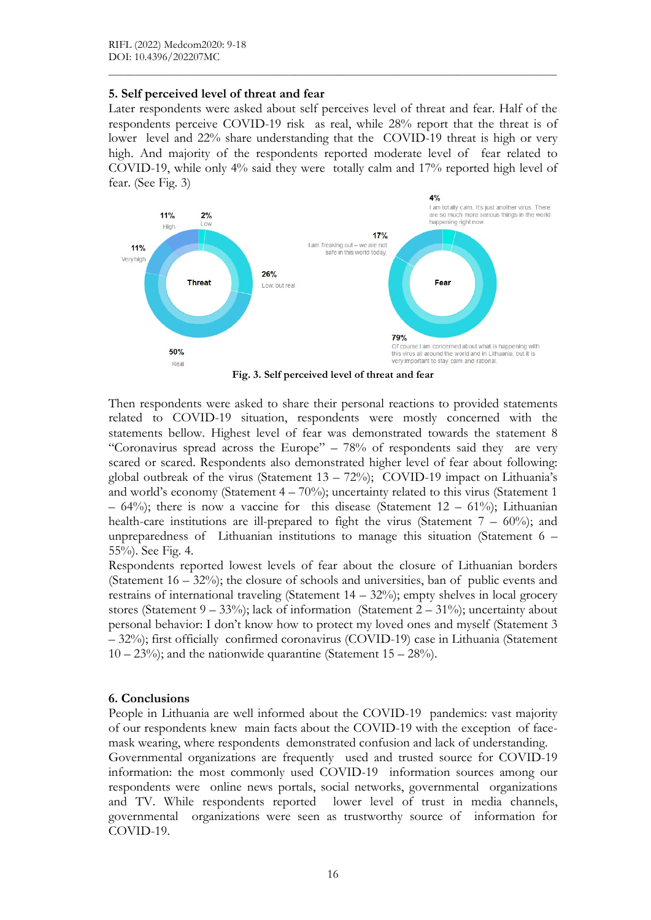## 5. Self perceived level of threat and fear

Later respondents were asked about self perceives level of threat and fear. Half of the respondents perceive COVID-19 risk as real, while 28% report that the threat is of lower level and 22% share understanding the COVID-19 threat is high or very high. And majority of the respondents reported moderate level of fear related to COVID-19, while only 4% said they were totally calm and 17% reported high level of fear. (See Fig. 3)

**Fig. 3. Self perceived level of threat and fear**

Then respondents were asked to share their personal reactions to provided statements related to COVID-19 situation, respondents were mostly concerned with the statements bellow. Highest level of fear was demonstrated towards the statement 8 "Coronavirus spread across the Europe" – 78% of respondents said they are very scared or scared. Respondents also demonstrated higher level of fear about following: global outbreak of the virus (Statement 13 – 72%); COVID-19 impact on Lithuania's and world's economy (Statement 4 – 70%); uncertainty related to this virus (Statement 1 – 64%); there is now a vaccine for this disease (Statement 12 – 61%); Lithuanian health-care institutions are ill-prepared to fight the virus (Statement 7 – 60%); and unpreparedness of Lithuanian institutions to manage this situation (Statement 6 – 55%). See Fig. 4.

Respondents reported lowest levels of fear about the closure of Lithuanian borders (Statement 16 – 32%); the closure of schools and universities, ban of public events and restrains of international traveling (Statement 14 – 32%); empty shelves in local grocery stores (Statement 9 – 33%); lack of information (Statement 2 – 31%); uncertainty about personal behavior: I don't know how to protect my loved ones and myself (Statement 3 – 32%); first officially confirmed coronavirus (COVID-19) case in Lithuania (Statement 10 – 23%); and the nationwide quarantine (Statement 15 – 28%).

## 6. Conclusions

People in Lithuania are well informed about the COVID-19 pandemics: vast majority of our respondents knew main facts about the COVID-19 with the exception of face-mask wearing, where respondents demonstrated confusion and lack of understanding. Governmental organizations are frequently used and trusted source for COVID-19 information: the most commonly used COVID-19 information sources among our respondents were online news portals, social networks, governmental organizations and TV. While respondents reported lower level of trust in media channels, governmental organizations were seen as trustworthy source of information for COVID-19.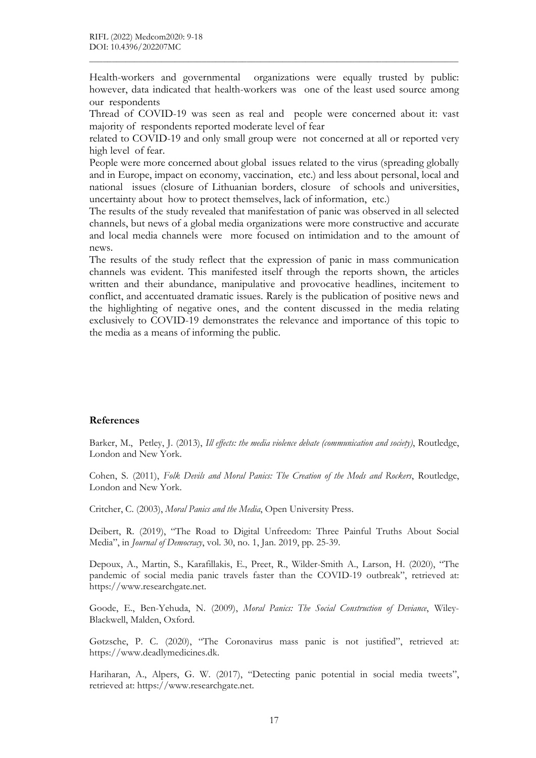Health-workers and governmental organizations were equally trusted by public: however, data indicated that health-workers was one of the least used source among our respondents

Thread of COVID-19 was seen as real and people were concerned about it: vast majority of respondents reported moderate level of fear

related to COVID-19 and only small group were not concerned at all or reported very high level of fear.

People were more concerned about global issues related to the virus (spreading globally and in Europe, impact on economy, vaccination, etc.) and less about personal, local and national issues (closure of Lithuanian borders, closure of schools and universities, uncertainty about how to protect themselves, lack of information, etc.)

The results of the study revealed that manifestation of panic was observed in all selected channels, but news of a global media organizations were more constructive and accurate and local media channels were more focused on intimidation and to the amount of news.

The results of the study reflect that the expression of panic in mass communication channels was evident. This manifested itself through the reports shown, the articles written and their abundance, manipulative and provocative headlines, incitement to conflict, and accentuated dramatic issues. Rarely is the publication of positive news and the highlighting of negative ones, and the content discussed in the media relating exclusively to COVID-19 demonstrates the relevance and importance of this topic to the media as a means of informing the public.

## References

Barker, M., Petley, J. (2013), *Ill effects: the media violence debate (communication and society)*, Routledge, London and New York.

Cohen, S. (2011), *Folk Devils and Moral Panics: The Creation of the Mods and Rockers*, Routledge, London and New York.

Critcher, C. (2003), *Moral Panics and the Media*, Open University Press.

Deibert, R. (2019), "The Road to Digital Unfreedom: Three Painful Truths About Social Media", in *Journal of Democracy*, vol. 30, no. 1, Jan. 2019, pp. 25-39.

Depoux, A., Martin, S., Karafillakis, E., Preet, R., Wilder-Smith A., Larson, H. (2020), "The pandemic of social media panic travels faster than the COVID-19 outbreak", retrieved at: https://www.researchgate.net.

Goode, E., Ben-Yehuda, N. (2009), *Moral Panics: The Social Construction of Deviance*, Wiley-Blackwell, Malden, Oxford.

Gøtzsche, P. C. (2020), "The Coronavirus mass panic is not justified", retrieved at: https://www.deadlymedicines.dk.

Hariharan, A., Alpers, G. W. (2017), "Detecting panic potential in social media tweets", retrieved at: https://www.researchgate.net.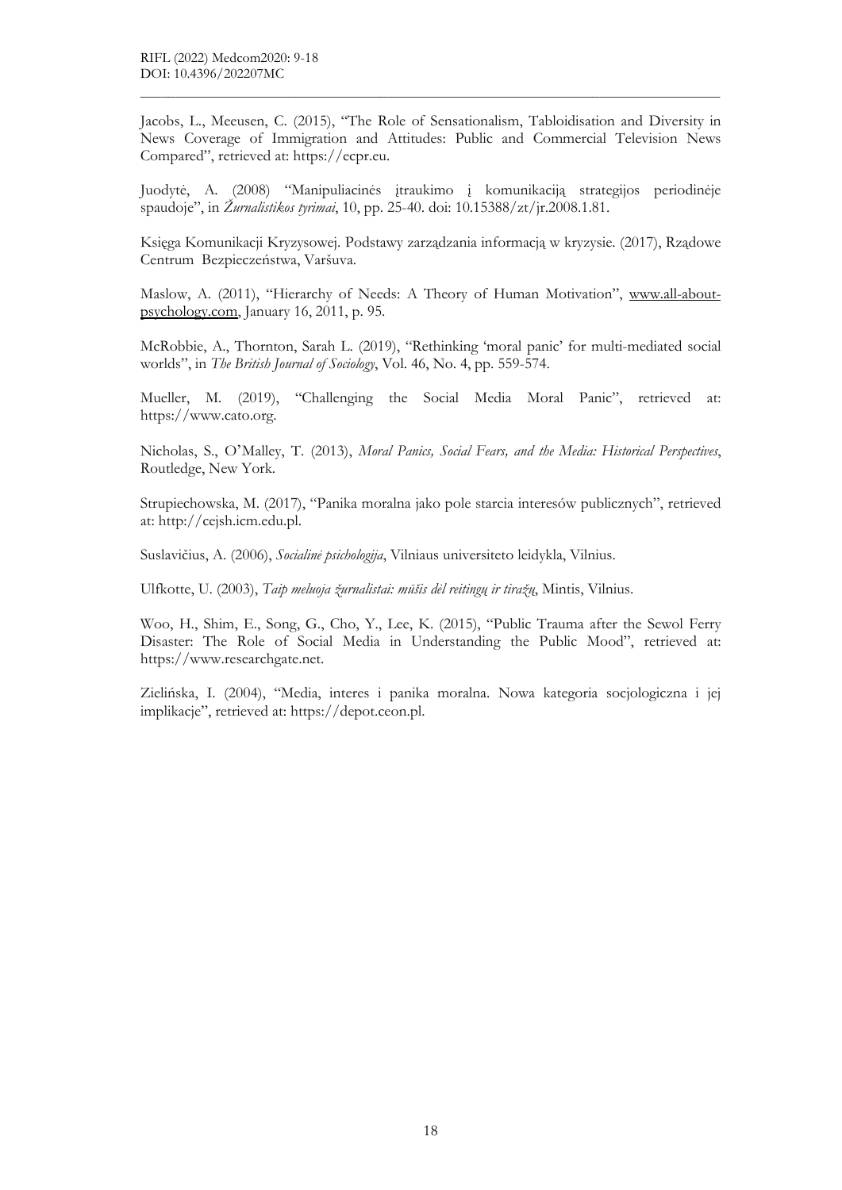Jacobs, L., Meeusen, C. (2015), "The Role of Sensationalism, Tabloidisation and Diversity in News Coverage of Immigration and Attitudes: Public and Commercial Television News Compared", retrieved at: https://ecpr.eu.

Juodytė, A. (2008) "Manipuliacinės įtraukimo į komunikaciją strategijos periodinėje spaudoje", in *Žurnalistikos tyrimai*, 10, pp. 25-40. doi: 10.15388/zt/jr.2008.1.81.

Księga Komunikacji Kryzysowej. Podstawy zarządzania informacją w kryzysie. (2017), Rządowe Centrum Bezpieczeństwa, Varšuva.

Maslow, A. (2011), "Hierarchy of Needs: A Theory of Human Motivation", www.all-about-psychology.com, January 16, 2011, p. 95.

McRobbie, A., Thornton, Sarah L. (2019), "Rethinking 'moral panic' for multi-mediated social worlds", in *The British Journal of Sociology*, Vol. 46, No. 4, pp. 559-574.

Mueller, M. (2019), "Challenging the Social Media Moral Panic", retrieved at: https://www.cato.org.

Nicholas, S., O'Malley, T. (2013), *Moral Panics, Social Fears, and the Media: Historical Perspectives*, Routledge, New York.

Strupiechowska, M. (2017), "Panika moralna jako pole starcia interesów publicznych", retrieved at: http://cejsh.icm.edu.pl.

Suslavičius, A. (2006), *Socialinė psichologija*, Vilniaus universiteto leidykla, Vilnius.

Ulfkotte, U. (2003), *Taip meluoja žurnalistai: mūšis dėl reitingų ir tiražų*, Mintis, Vilnius.

Woo, H., Shim, E., Song, G., Cho, Y., Lee, K. (2015), "Public Trauma after the Sewol Ferry Disaster: The Role of Social Media in Understanding the Public Mood", retrieved at: https://www.researchgate.net.

Zielińska, I. (2004), "Media, interes i panika moralna. Nowa kategoria socjologiczna i jej implikacje", retrieved at: https://depot.ceon.pl.